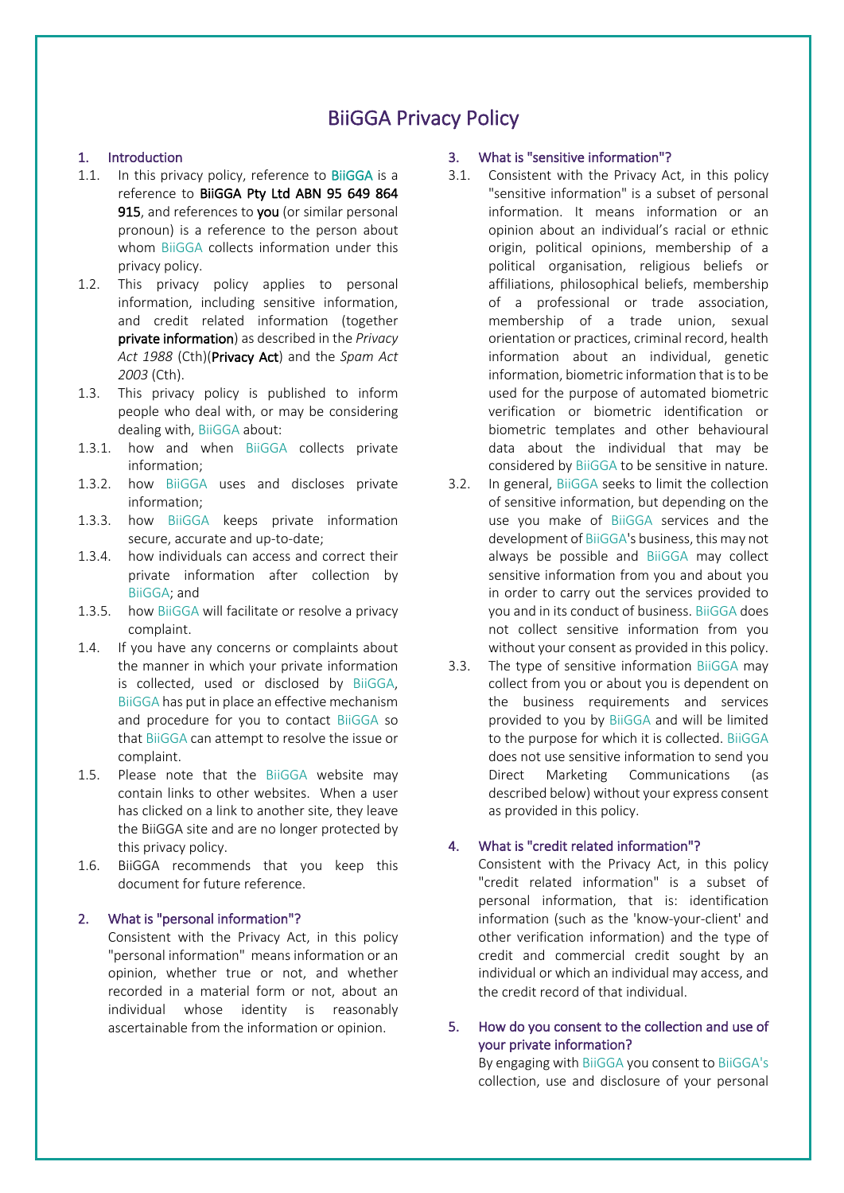# BiiGGA Privacy Policy

## 1. Introduction

1.1. In this privacy policy, reference to **BiiGGA** is a reference to **BiiGGA Pty Ltd ABN 95 649 864 915**, and references to **you** (or similar personal pronoun) is a reference to the person about whom BiiGGA collects information under this privacy policy.

1.2. This privacy policy applies to personal information, including sensitive information, and credit related information (together **private information**) as described in the *Privacy Act 1988* (Cth)(**Privacy Act**) and the *Spam Act 2003* (Cth).

1.3. This privacy policy is published to inform people who deal with, or may be considering dealing with, BiiGGA about:

1.3.1. how and when BiiGGA collects private information;

1.3.2. how BiiGGA uses and discloses private information;

1.3.3. how BiiGGA keeps private information secure, accurate and up-to-date;

1.3.4. how individuals can access and correct their private information after collection by BiiGGA; and

1.3.5. how BiiGGA will facilitate or resolve a privacy complaint.

1.4. If you have any concerns or complaints about the manner in which your private information is collected, used or disclosed by BiiGGA, BiiGGA has put in place an effective mechanism and procedure for you to contact BiiGGA so that BiiGGA can attempt to resolve the issue or complaint.

1.5. Please note that the BiiGGA website may contain links to other websites. When a user has clicked on a link to another site, they leave the BiiGGA site and are no longer protected by this privacy policy.

1.6. BiiGGA recommends that you keep this document for future reference.

## 2. What is "personal information"?

Consistent with the Privacy Act, in this policy "personal information" means information or an opinion, whether true or not, and whether recorded in a material form or not, about an individual whose identity is reasonably ascertainable from the information or opinion.

## 3. What is "sensitive information"?

3.1. Consistent with the Privacy Act, in this policy "sensitive information" is a subset of personal information. It means information or an opinion about an individual's racial or ethnic origin, political opinions, membership of a political organisation, religious beliefs or affiliations, philosophical beliefs, membership of a professional or trade association, membership of a trade union, sexual orientation or practices, criminal record, health information about an individual, genetic information, biometric information that is to be used for the purpose of automated biometric verification or biometric identification or biometric templates and other behavioural data about the individual that may be considered by BiiGGA to be sensitive in nature.

3.2. In general, BiiGGA seeks to limit the collection of sensitive information, but depending on the use you make of BiiGGA services and the development of BiiGGA's business, this may not always be possible and BiiGGA may collect sensitive information from you and about you in order to carry out the services provided to you and in its conduct of business. BiiGGA does not collect sensitive information from you without your consent as provided in this policy.

3.3. The type of sensitive information BiiGGA may collect from you or about you is dependent on the business requirements and services provided to you by BiiGGA and will be limited to the purpose for which it is collected. BiiGGA does not use sensitive information to send you Direct Marketing Communications (as described below) without your express consent as provided in this policy.

## 4. What is "credit related information"?

Consistent with the Privacy Act, in this policy "credit related information" is a subset of personal information, that is: identification information (such as the 'know-your-client' and other verification information) and the type of credit and commercial credit sought by an individual or which an individual may access, and the credit record of that individual.

## 5. How do you consent to the collection and use of your private information?

By engaging with BiiGGA you consent to BiiGGA's collection, use and disclosure of your personal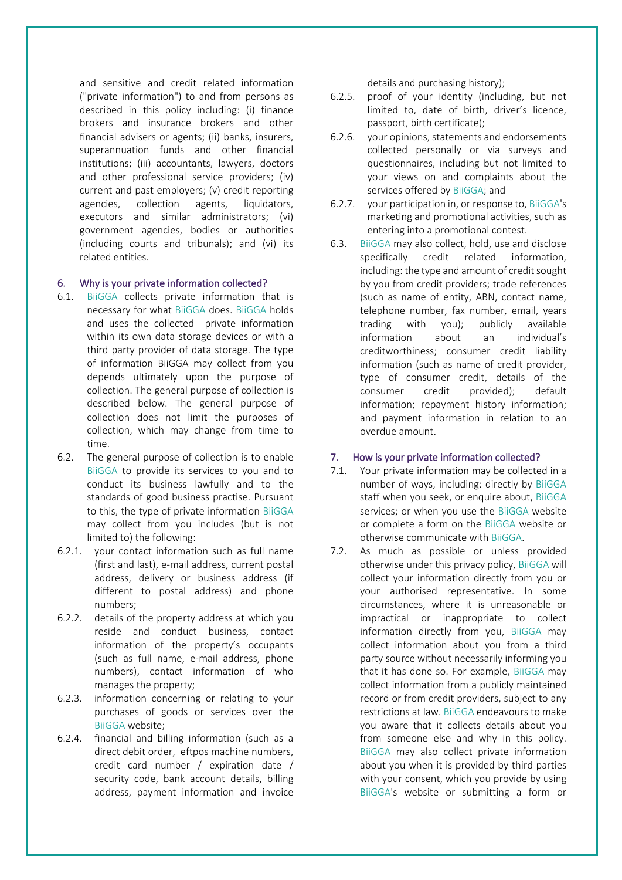and sensitive and credit related information ("private information") to and from persons as described in this policy including: (i) finance brokers and insurance brokers and other financial advisers or agents; (ii) banks, insurers, superannuation funds and other financial institutions; (iii) accountants, lawyers, doctors and other professional service providers; (iv) current and past employers; (v) credit reporting agencies, collection agents, liquidators, executors and similar administrators; (vi) government agencies, bodies or authorities (including courts and tribunals); and (vi) its related entities.

## 6. Why is your private information collected?

6.1. BiiGGA collects private information that is necessary for what BiiGGA does. BiiGGA holds and uses the collected private information within its own data storage devices or with a third party provider of data storage. The type of information BiiGGA may collect from you depends ultimately upon the purpose of collection. The general purpose of collection is described below. The general purpose of collection does not limit the purposes of collection, which may change from time to time.

6.2. The general purpose of collection is to enable BiiGGA to provide its services to you and to conduct its business lawfully and to the standards of good business practise. Pursuant to this, the type of private information BiiGGA may collect from you includes (but is not limited to) the following:

6.2.1. your contact information such as full name (first and last), e-mail address, current postal address, delivery or business address (if different to postal address) and phone numbers;

6.2.2. details of the property address at which you reside and conduct business, contact information of the property's occupants (such as full name, e-mail address, phone numbers), contact information of who manages the property;

6.2.3. information concerning or relating to your purchases of goods or services over the BiiGGA website;

6.2.4. financial and billing information (such as a direct debit order, eftpos machine numbers, credit card number / expiration date / security code, bank account details, billing address, payment information and invoice details and purchasing history);

6.2.5. proof of your identity (including, but not limited to, date of birth, driver's licence, passport, birth certificate);

6.2.6. your opinions, statements and endorsements collected personally or via surveys and questionnaires, including but not limited to your views on and complaints about the services offered by BiiGGA; and

6.2.7. your participation in, or response to, BiiGGA's marketing and promotional activities, such as entering into a promotional contest.

6.3. BiiGGA may also collect, hold, use and disclose specifically credit related information, including: the type and amount of credit sought by you from credit providers; trade references (such as name of entity, ABN, contact name, telephone number, fax number, email, years trading with you); publicly available information about an individual's creditworthiness; consumer credit liability information (such as name of credit provider, type of consumer credit, details of the consumer credit provided); default information; repayment history information; and payment information in relation to an overdue amount.

## 7. How is your private information collected?

7.1. Your private information may be collected in a number of ways, including: directly by BiiGGA staff when you seek, or enquire about, BiiGGA services; or when you use the BiiGGA website or complete a form on the BiiGGA website or otherwise communicate with BiiGGA.

7.2. As much as possible or unless provided otherwise under this privacy policy, BiiGGA will collect your information directly from you or your authorised representative. In some circumstances, where it is unreasonable or impractical or inappropriate to collect information directly from you, BiiGGA may collect information about you from a third party source without necessarily informing you that it has done so. For example, BiiGGA may collect information from a publicly maintained record or from credit providers, subject to any restrictions at law. BiiGGA endeavours to make you aware that it collects details about you from someone else and why in this policy. BiiGGA may also collect private information about you when it is provided by third parties with your consent, which you provide by using BiiGGA's website or submitting a form or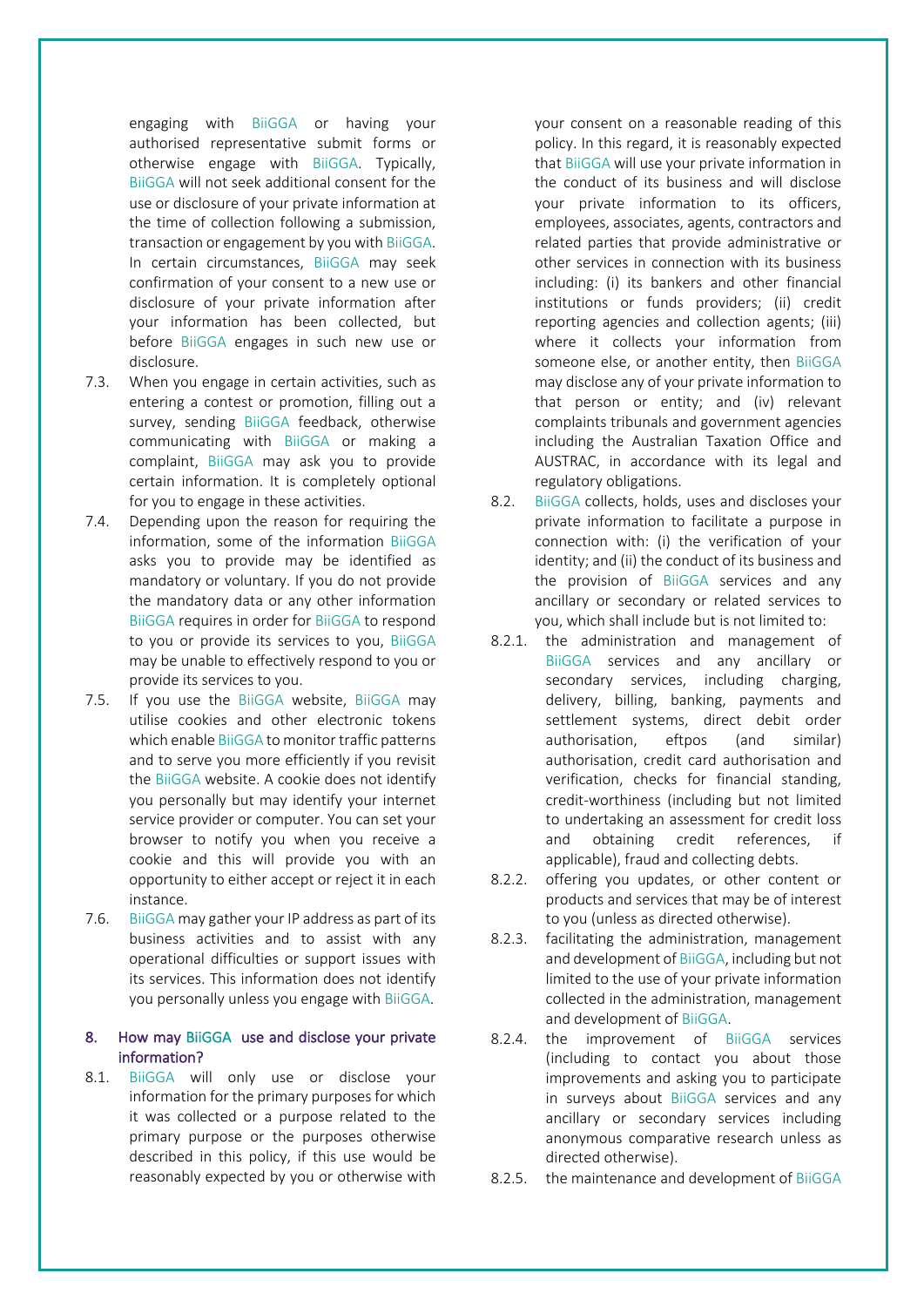engaging with BiiGGA or having your authorised representative submit forms or otherwise engage with BiiGGA. Typically, BiiGGA will not seek additional consent for the use or disclosure of your private information at the time of collection following a submission, transaction or engagement by you with BiiGGA. In certain circumstances, BiiGGA may seek confirmation of your consent to a new use or disclosure of your private information after your information has been collected, but before BiiGGA engages in such new use or disclosure.

7.3. When you engage in certain activities, such as entering a contest or promotion, filling out a survey, sending BiiGGA feedback, otherwise communicating with BiiGGA or making a complaint, BiiGGA may ask you to provide certain information. It is completely optional for you to engage in these activities.

7.4. Depending upon the reason for requiring the information, some of the information BiiGGA asks you to provide may be identified as mandatory or voluntary. If you do not provide the mandatory data or any other information BiiGGA requires in order for BiiGGA to respond to you or provide its services to you, BiiGGA may be unable to effectively respond to you or provide its services to you.

7.5. If you use the BiiGGA website, BiiGGA may utilise cookies and other electronic tokens which enable BiiGGA to monitor traffic patterns and to serve you more efficiently if you revisit the BiiGGA website. A cookie does not identify you personally but may identify your internet service provider or computer. You can set your browser to notify you when you receive a cookie and this will provide you with an opportunity to either accept or reject it in each instance.

7.6. BiiGGA may gather your IP address as part of its business activities and to assist with any operational difficulties or support issues with its services. This information does not identify you personally unless you engage with BiiGGA.

## 8. How may BiiGGA use and disclose your private information?

8.1. BiiGGA will only use or disclose your information for the primary purposes for which it was collected or a purpose related to the primary purpose or the purposes otherwise described in this policy, if this use would be reasonably expected by you or otherwise with your consent on a reasonable reading of this policy. In this regard, it is reasonably expected that BiiGGA will use your private information in the conduct of its business and will disclose your private information to its officers, employees, associates, agents, contractors and related parties that provide administrative or other services in connection with its business including: (i) its bankers and other financial institutions or funds providers; (ii) credit reporting agencies and collection agents; (iii) where it collects your information from someone else, or another entity, then BiiGGA may disclose any of your private information to that person or entity; and (iv) relevant complaints tribunals and government agencies including the Australian Taxation Office and AUSTRAC, in accordance with its legal and regulatory obligations.

8.2. BiiGGA collects, holds, uses and discloses your private information to facilitate a purpose in connection with: (i) the verification of your identity; and (ii) the conduct of its business and the provision of BiiGGA services and any ancillary or secondary or related services to you, which shall include but is not limited to:

8.2.1. the administration and management of BiiGGA services and any ancillary or secondary services, including charging, delivery, billing, banking, payments and settlement systems, direct debit order authorisation, eftpos (and similar) authorisation, credit card authorisation and verification, checks for financial standing, credit-worthiness (including but not limited to undertaking an assessment for credit loss and obtaining credit references, if applicable), fraud and collecting debts.

8.2.2. offering you updates, or other content or products and services that may be of interest to you (unless as directed otherwise).

8.2.3. facilitating the administration, management and development of BiiGGA, including but not limited to the use of your private information collected in the administration, management and development of BiiGGA.

8.2.4. the improvement of BiiGGA services (including to contact you about those improvements and asking you to participate in surveys about BiiGGA services and any ancillary or secondary services including anonymous comparative research unless as directed otherwise).

8.2.5. the maintenance and development of BiiGGA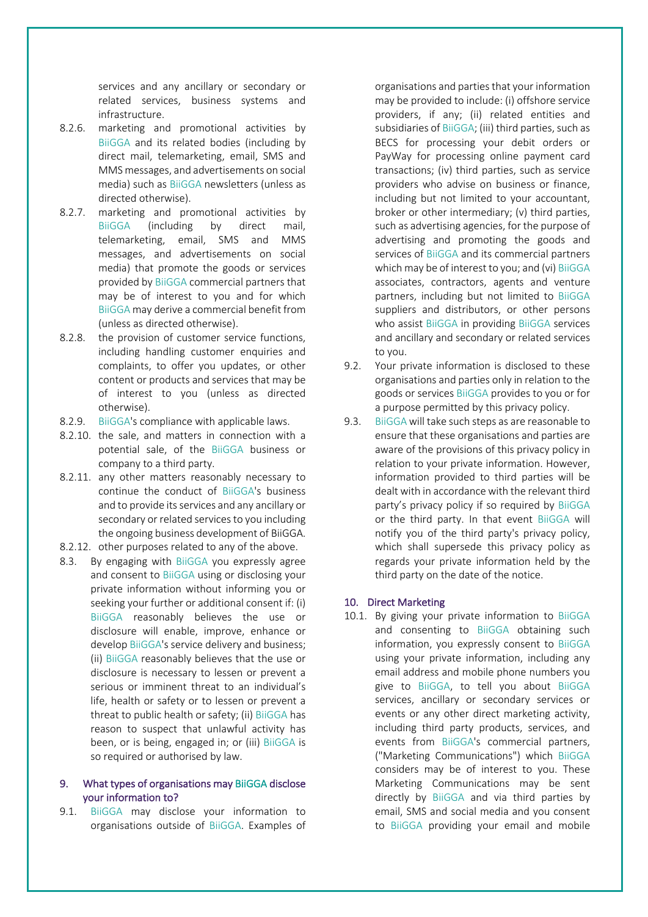services and any ancillary or secondary or related services, business systems and infrastructure.

8.2.6. marketing and promotional activities by BiiGGA and its related bodies (including by direct mail, telemarketing, email, SMS and MMS messages, and advertisements on social media) such as BiiGGA newsletters (unless as directed otherwise).

8.2.7. marketing and promotional activities by BiiGGA (including by direct mail, telemarketing, email, SMS and MMS messages, and advertisements on social media) that promote the goods or services provided by BiiGGA commercial partners that may be of interest to you and for which BiiGGA may derive a commercial benefit from (unless as directed otherwise).

8.2.8. the provision of customer service functions, including handling customer enquiries and complaints, to offer you updates, or other content or products and services that may be of interest to you (unless as directed otherwise).

8.2.9. BiiGGA's compliance with applicable laws.

8.2.10. the sale, and matters in connection with a potential sale, of the BiiGGA business or company to a third party.

8.2.11. any other matters reasonably necessary to continue the conduct of BiiGGA's business and to provide its services and any ancillary or secondary or related services to you including the ongoing business development of BiiGGA.

8.2.12. other purposes related to any of the above.

8.3. By engaging with BiiGGA you expressly agree and consent to BiiGGA using or disclosing your private information without informing you or seeking your further or additional consent if: (i) BiiGGA reasonably believes the use or disclosure will enable, improve, enhance or develop BiiGGA's service delivery and business; (ii) BiiGGA reasonably believes that the use or disclosure is necessary to lessen or prevent a serious or imminent threat to an individual's life, health or safety or to lessen or prevent a threat to public health or safety; (ii) BiiGGA has reason to suspect that unlawful activity has been, or is being, engaged in; or (iii) BiiGGA is so required or authorised by law.

## 9. What types of organisations may BiiGGA disclose your information to?

9.1. BiiGGA may disclose your information to organisations outside of BiiGGA. Examples of organisations and parties that your information may be provided to include: (i) offshore service providers, if any; (ii) related entities and subsidiaries of BiiGGA; (iii) third parties, such as BECS for processing your debit orders or PayWay for processing online payment card transactions; (iv) third parties, such as service providers who advise on business or finance, including but not limited to your accountant, broker or other intermediary; (v) third parties, such as advertising agencies, for the purpose of advertising and promoting the goods and services of BiiGGA and its commercial partners which may be of interest to you; and (vi) BiiGGA associates, contractors, agents and venture partners, including but not limited to BiiGGA suppliers and distributors, or other persons who assist BiiGGA in providing BiiGGA services and ancillary and secondary or related services to you.

9.2. Your private information is disclosed to these organisations and parties only in relation to the goods or services BiiGGA provides to you or for a purpose permitted by this privacy policy.

9.3. BiiGGA will take such steps as are reasonable to ensure that these organisations and parties are aware of the provisions of this privacy policy in relation to your private information. However, information provided to third parties will be dealt with in accordance with the relevant third party's privacy policy if so required by BiiGGA or the third party. In that event BiiGGA will notify you of the third party's privacy policy, which shall supersede this privacy policy as regards your private information held by the third party on the date of the notice.

## 10. Direct Marketing

10.1. By giving your private information to BiiGGA and consenting to BiiGGA obtaining such information, you expressly consent to BiiGGA using your private information, including any email address and mobile phone numbers you give to BiiGGA, to tell you about BiiGGA services, ancillary or secondary services or events or any other direct marketing activity, including third party products, services, and events from BiiGGA's commercial partners, ("Marketing Communications") which BiiGGA considers may be of interest to you. These Marketing Communications may be sent directly by BiiGGA and via third parties by email, SMS and social media and you consent to BiiGGA providing your email and mobile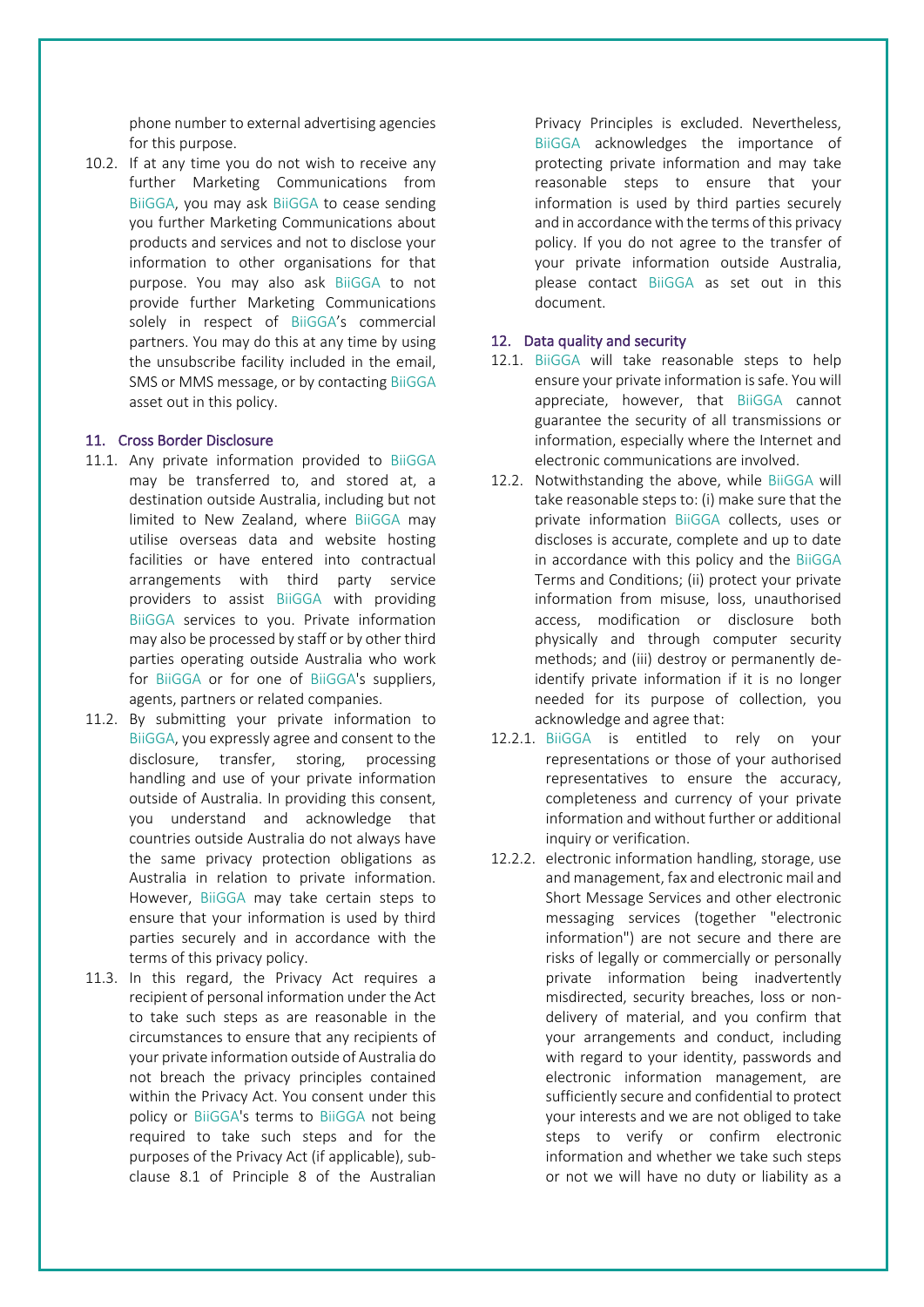phone number to external advertising agencies for this purpose.

10.2. If at any time you do not wish to receive any further Marketing Communications from BiiGGA, you may ask BiiGGA to cease sending you further Marketing Communications about products and services and not to disclose your information to other organisations for that purpose. You may also ask BiiGGA to not provide further Marketing Communications solely in respect of BiiGGA's commercial partners. You may do this at any time by using the unsubscribe facility included in the email, SMS or MMS message, or by contacting BiiGGA asset out in this policy.

## 11. Cross Border Disclosure

11.1. Any private information provided to BiiGGA may be transferred to, and stored at, a destination outside Australia, including but not limited to New Zealand, where BiiGGA may utilise overseas data and website hosting facilities or have entered into contractual arrangements with third party service providers to assist BiiGGA with providing BiiGGA services to you. Private information may also be processed by staff or by other third parties operating outside Australia who work for BiiGGA or for one of BiiGGA's suppliers, agents, partners or related companies.

11.2. By submitting your private information to BiiGGA, you expressly agree and consent to the disclosure, transfer, storing, processing handling and use of your private information outside of Australia. In providing this consent, you understand and acknowledge that countries outside Australia do not always have the same privacy protection obligations as Australia in relation to private information. However, BiiGGA may take certain steps to ensure that your information is used by third parties securely and in accordance with the terms of this privacy policy.

11.3. In this regard, the Privacy Act requires a recipient of personal information under the Act to take such steps as are reasonable in the circumstances to ensure that any recipients of your private information outside of Australia do not breach the privacy principles contained within the Privacy Act. You consent under this policy or BiiGGA's terms to BiiGGA not being required to take such steps and for the purposes of the Privacy Act (if applicable), sub-clause 8.1 of Principle 8 of the Australian Privacy Principles is excluded. Nevertheless, BiiGGA acknowledges the importance of protecting private information and may take reasonable steps to ensure that your information is used by third parties securely and in accordance with the terms of this privacy policy. If you do not agree to the transfer of your private information outside Australia, please contact BiiGGA as set out in this document.

## 12. Data quality and security

12.1. BiiGGA will take reasonable steps to help ensure your private information is safe. You will appreciate, however, that BiiGGA cannot guarantee the security of all transmissions or information, especially where the Internet and electronic communications are involved.

12.2. Notwithstanding the above, while BiiGGA will take reasonable steps to: (i) make sure that the private information BiiGGA collects, uses or discloses is accurate, complete and up to date in accordance with this policy and the BiiGGA Terms and Conditions; (ii) protect your private information from misuse, loss, unauthorised access, modification or disclosure both physically and through computer security methods; and (iii) destroy or permanently de-identify private information if it is no longer needed for its purpose of collection, you acknowledge and agree that:

12.2.1. BiiGGA is entitled to rely on your representations or those of your authorised representatives to ensure the accuracy, completeness and currency of your private information and without further or additional inquiry or verification.

12.2.2. electronic information handling, storage, use and management, fax and electronic mail and Short Message Services and other electronic messaging services (together "electronic information") are not secure and there are risks of legally or commercially or personally private information being inadvertently misdirected, security breaches, loss or non-delivery of material, and you confirm that your arrangements and conduct, including with regard to your identity, passwords and electronic information management, are sufficiently secure and confidential to protect your interests and we are not obliged to take steps to verify or confirm electronic information and whether we take such steps or not we will have no duty or liability as a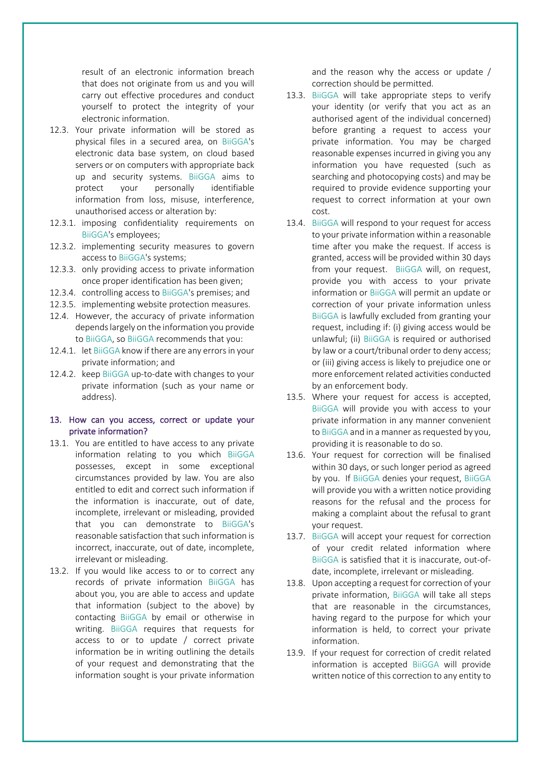result of an electronic information breach that does not originate from us and you will carry out effective procedures and conduct yourself to protect the integrity of your electronic information.

12.3. Your private information will be stored as physical files in a secured area, on BiiGGA's electronic data base system, on cloud based servers or on computers with appropriate back up and security systems. BiiGGA aims to protect your personally identifiable information from loss, misuse, interference, unauthorised access or alteration by:

12.3.1. imposing confidentiality requirements on BiiGGA's employees;

12.3.2. implementing security measures to govern access to BiiGGA's systems;

12.3.3. only providing access to private information once proper identification has been given;

12.3.4. controlling access to BiiGGA's premises; and

12.3.5. implementing website protection measures.

12.4. However, the accuracy of private information depends largely on the information you provide to BiiGGA, so BiiGGA recommends that you:

12.4.1. let BiiGGA know if there are any errors in your private information; and

12.4.2. keep BiiGGA up-to-date with changes to your private information (such as your name or address).

## 13. How can you access, correct or update your private information?

13.1. You are entitled to have access to any private information relating to you which BiiGGA possesses, except in some exceptional circumstances provided by law. You are also entitled to edit and correct such information if the information is inaccurate, out of date, incomplete, irrelevant or misleading, provided that you can demonstrate to BiiGGA's reasonable satisfaction that such information is incorrect, inaccurate, out of date, incomplete, irrelevant or misleading.

13.2. If you would like access to or to correct any records of private information BiiGGA has about you, you are able to access and update that information (subject to the above) by contacting BiiGGA by email or otherwise in writing. BiiGGA requires that requests for access to or to update / correct private information be in writing outlining the details of your request and demonstrating that the information sought is your private information and the reason why the access or update / correction should be permitted.

13.3. BiiGGA will take appropriate steps to verify your identity (or verify that you act as an authorised agent of the individual concerned) before granting a request to access your private information. You may be charged reasonable expenses incurred in giving you any information you have requested (such as searching and photocopying costs) and may be required to provide evidence supporting your request to correct information at your own cost.

13.4. BiiGGA will respond to your request for access to your private information within a reasonable time after you make the request. If access is granted, access will be provided within 30 days from your request. BiiGGA will, on request, provide you with access to your private information or BiiGGA will permit an update or correction of your private information unless BiiGGA is lawfully excluded from granting your request, including if: (i) giving access would be unlawful; (ii) BiiGGA is required or authorised by law or a court/tribunal order to deny access; or (iii) giving access is likely to prejudice one or more enforcement related activities conducted by an enforcement body.

13.5. Where your request for access is accepted, BiiGGA will provide you with access to your private information in any manner convenient to BiiGGA and in a manner as requested by you, providing it is reasonable to do so.

13.6. Your request for correction will be finalised within 30 days, or such longer period as agreed by you. If BiiGGA denies your request, BiiGGA will provide you with a written notice providing reasons for the refusal and the process for making a complaint about the refusal to grant your request.

13.7. BiiGGA will accept your request for correction of your credit related information where BiiGGA is satisfied that it is inaccurate, out-of-date, incomplete, irrelevant or misleading.

13.8. Upon accepting a request for correction of your private information, BiiGGA will take all steps that are reasonable in the circumstances, having regard to the purpose for which your information is held, to correct your private information.

13.9. If your request for correction of credit related information is accepted BiiGGA will provide written notice of this correction to any entity to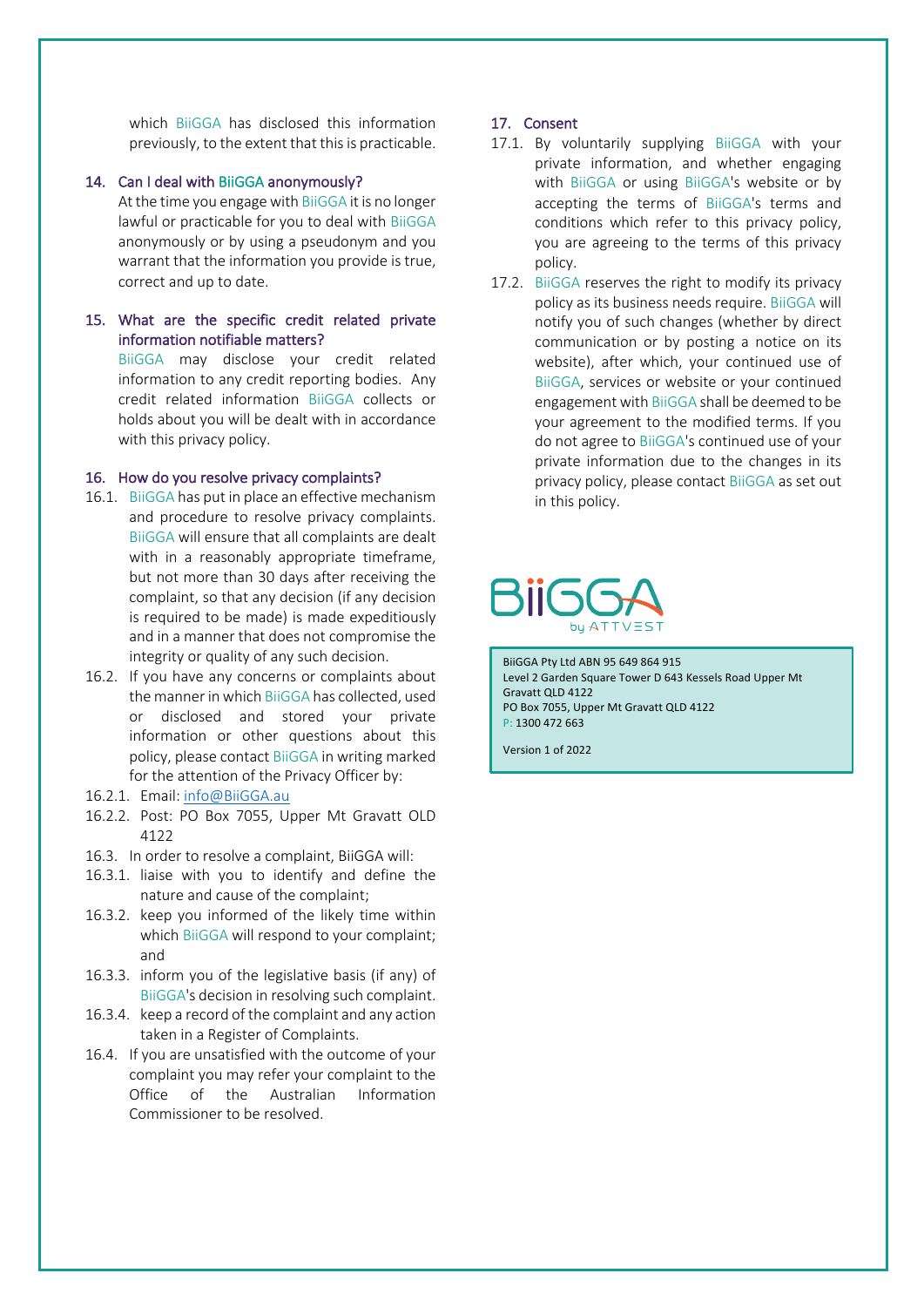which BiiGGA has disclosed this information previously, to the extent that this is practicable.

## 14. Can I deal with BiiGGA anonymously?

At the time you engage with BiiGGA it is no longer lawful or practicable for you to deal with BiiGGA anonymously or by using a pseudonym and you warrant that the information you provide is true, correct and up to date.

## 15. What are the specific credit related private information notifiable matters?

BiiGGA may disclose your credit related information to any credit reporting bodies. Any credit related information BiiGGA collects or holds about you will be dealt with in accordance with this privacy policy.

## 16. How do you resolve privacy complaints?

16.1. BiiGGA has put in place an effective mechanism and procedure to resolve privacy complaints. BiiGGA will ensure that all complaints are dealt with in a reasonably appropriate timeframe, but not more than 30 days after receiving the complaint, so that any decision (if any decision is required to be made) is made expeditiously and in a manner that does not compromise the integrity or quality of any such decision.

16.2. If you have any concerns or complaints about the manner in which BiiGGA has collected, used or disclosed and stored your private information or other questions about this policy, please contact BiiGGA in writing marked for the attention of the Privacy Officer by:

16.2.1. Email: info@BiiGGA.au

16.2.2. Post: PO Box 7055, Upper Mt Gravatt OLD 4122

16.3. In order to resolve a complaint, BiiGGA will:

16.3.1. liaise with you to identify and define the nature and cause of the complaint;

16.3.2. keep you informed of the likely time within which BiiGGA will respond to your complaint; and

16.3.3. inform you of the legislative basis (if any) of BiiGGA's decision in resolving such complaint.

16.3.4. keep a record of the complaint and any action taken in a Register of Complaints.

16.4. If you are unsatisfied with the outcome of your complaint you may refer your complaint to the Office of the Australian Information Commissioner to be resolved.

## 17. Consent

17.1. By voluntarily supplying BiiGGA with your private information, and whether engaging with BiiGGA or using BiiGGA's website or by accepting the terms of BiiGGA's terms and conditions which refer to this privacy policy, you are agreeing to the terms of this privacy policy.

17.2. BiiGGA reserves the right to modify its privacy policy as its business needs require. BiiGGA will notify you of such changes (whether by direct communication or by posting a notice on its website), after which, your continued use of BiiGGA, services or website or your continued engagement with BiiGGA shall be deemed to be your agreement to the modified terms. If you do not agree to BiiGGA's continued use of your private information due to the changes in its privacy policy, please contact BiiGGA as set out in this policy.

BiiGGA by ATTVEST

BiiGGA Pty Ltd ABN 95 649 864 915
Level 2 Garden Square Tower D 643 Kessels Road Upper Mt Gravatt QLD 4122
PO Box 7055, Upper Mt Gravatt QLD 4122
P: 1300 472 663

Version 1 of 2022